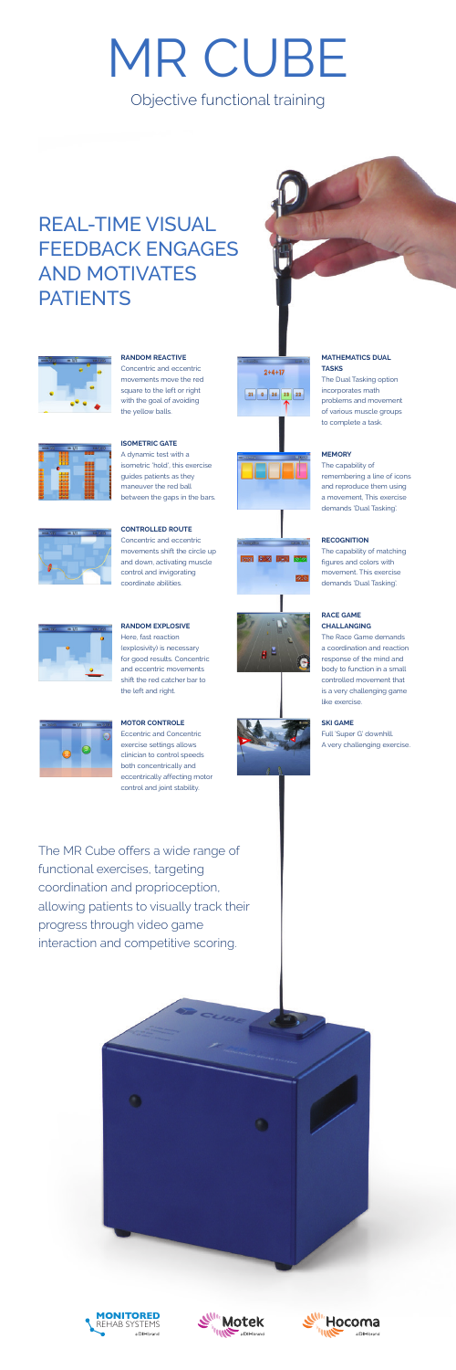# MR CUBE

Objective functional training

## REAL-TIME VISUAL FEEDBACK ENGAGES AND MOTIVATES PATIENTS

**RANDOM REACTIVE**
Concentric and eccentric movements move the red square to the left or right with the goal of avoiding the yellow balls.

**ISOMETRIC GATE**
A dynamic test with a isometric 'hold', this exercise guides patients as they maneuver the red ball between the gaps in the bars.

**CONTROLLED ROUTE**
Concentric and eccentric movements shift the circle up and down, activating muscle control and invigorating coordinate abilities.

**RANDOM EXPLOSIVE**
Here, fast reaction (explosivity) is necessary for good results. Concentric and eccentric movements shift the red catcher bar to the left and right.

**MOTOR CONTROLE**
Eccentric and Concentric exercise settings allows clinician to control speeds both concentrically and eccentrically affecting motor control and joint stability.

**MATHEMATICS DUAL TASKS**
The Dual Tasking option incorporates math problems and movement of various muscle groups to complete a task.

**MEMORY**
The capability of remembering a line of icons and reproduce them using a movement. This exercise demands 'Dual Tasking'.

**RECOGNITION**
The capability of matching figures and colors with movement. This exercise demands 'Dual Tasking'.

**RACE GAME CHALLANGING**
The Race Game demands a coordination and reaction response of the mind and body to function in a small controlled movement that is a very challenging game like exercise.

**SKI GAME**
Full 'Super G' downhill. A very challenging exercise.

The MR Cube offers a wide range of functional exercises, targeting coordination and proprioception, allowing patients to visually track their progress through video game interaction and competitive scoring.

MONITORED REHAB SYSTEMS a DIH brand

Motek a DIH brand

Hocoma a DIH brand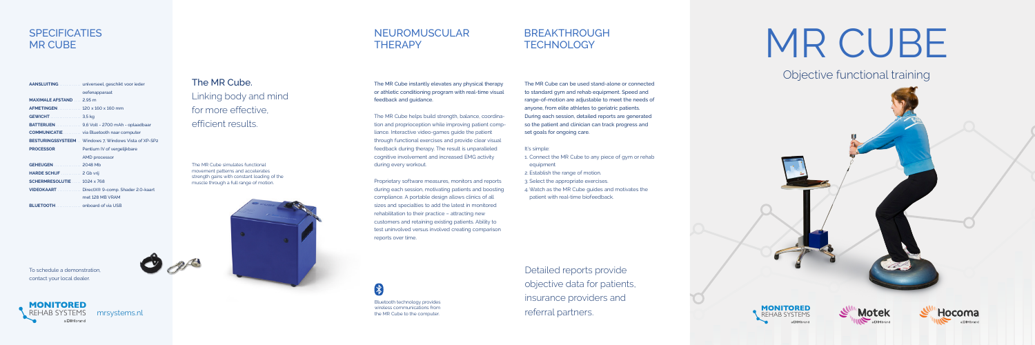## SPECIFICATIES MR CUBE

| | |
|---|---|
| **AANSLUITING** | universeel, geschikt voor ieder oefenapparaat |
| **MAXIMALE AFSTAND** | 2.95 m |
| **AFMETINGEN** | 120 x 160 x 160 mm |
| **GEWICHT** | 3.5 kg |
| **BATTERIJEN** | 9.6 Volt - 2700 mAh - oplaadbaar |
| **COMMUNICATIE** | via Bluetooth naar computer |
| **BESTURINGSSYSTEEM** | Windows 7, Windows Vista of XP-SP2 |
| **PROCESSOR** | Pentium IV of vergelijkbare AMD processor |
| **GEHEUGEN** | 2048 Mb |
| **HARDE SCHIJF** | 2 Gb vrij |
| **SCHERMRESOLUTIE** | 1024 x 768 |
| **VIDEOKAART** | DirectX® 9-comp. Shader 2.0-kaart met 128 MB VRAM |
| **BLUETOOTH** | onboard of via USB |

To schedule a demonstration, contact your local dealer.

MONITORED REHAB SYSTEMS a DIH brand

mrsystems.nl

## The MR Cube.

Linking body and mind for more effective, efficient results.

The MR Cube simulates functional movement patterns and accelerates strength gains with constant loading of the muscle through a full range of motion.

## NEUROMUSCULAR THERAPY

The MR Cube instantly elevates any physical therapy or athletic conditioning program with real-time visual feedback and guidance.

The MR Cube helps build strength, balance, coordination and proprioception while improving patient compliance. Interactive video-games guide the patient through functional exercises and provide clear visual feedback during therapy. The result is unparalleled cognitive involvement and increased EMG activity during every workout.

Proprietary software measures, monitors and reports during each session, motivating patients and boosting compliance. A portable design allows clinics of all sizes and specialties to add the latest in monitored rehabilitation to their practice – attracting new customers and retaining existing patients. Ability to test uninvolved versus involved creating comparison reports over time.

Bluetooth technology provides wireless communications from the MR Cube to the computer.

## BREAKTHROUGH TECHNOLOGY

The MR Cube can be used stand-alone or connected to standard gym and rehab equipment. Speed and range-of-motion are adjustable to meet the needs of anyone, from elite athletes to geriatric patients. During each session, detailed reports are generated so the patient and clinician can track progress and set goals for ongoing care.

It's simple:

1. Connect the MR Cube to any piece of gym or rehab equipment.
2. Establish the range of motion.
3. Select the appropriate exercises.
4. Watch as the MR Cube guides and motivates the patient with real-time biofeedback.

Detailed reports provide objective data for patients, insurance providers and referral partners.

# MR CUBE

## Objective functional training

MONITORED REHAB SYSTEMS a DIH brand

Motek a DIH brand

Hocoma a DIH brand